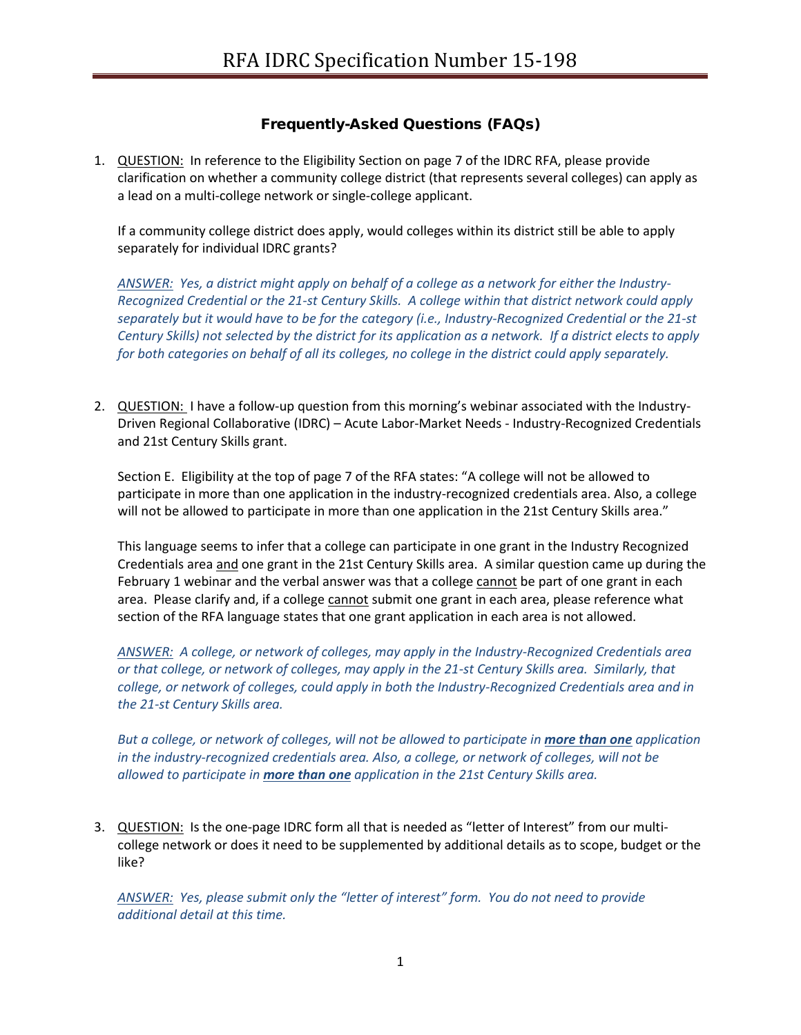# RFA IDRC Specification Number 15-198

## Frequently-Asked Questions (FAQs)

1. QUESTION: In reference to the Eligibility Section on page 7 of the IDRC RFA, please provide clarification on whether a community college district (that represents several colleges) can apply as a lead on a multi-college network or single-college applicant.

   If a community college district does apply, would colleges within its district still be able to apply separately for individual IDRC grants?

   *ANSWER: Yes, a district might apply on behalf of a college as a network for either the Industry-Recognized Credential or the 21-st Century Skills. A college within that district network could apply separately but it would have to be for the category (i.e., Industry-Recognized Credential or the 21-st Century Skills) not selected by the district for its application as a network. If a district elects to apply for both categories on behalf of all its colleges, no college in the district could apply separately.*

2. QUESTION: I have a follow-up question from this morning's webinar associated with the Industry-Driven Regional Collaborative (IDRC) – Acute Labor-Market Needs - Industry-Recognized Credentials and 21st Century Skills grant.

   Section E. Eligibility at the top of page 7 of the RFA states: "A college will not be allowed to participate in more than one application in the industry-recognized credentials area. Also, a college will not be allowed to participate in more than one application in the 21st Century Skills area."

   This language seems to infer that a college can participate in one grant in the Industry Recognized Credentials area and one grant in the 21st Century Skills area. A similar question came up during the February 1 webinar and the verbal answer was that a college cannot be part of one grant in each area. Please clarify and, if a college cannot submit one grant in each area, please reference what section of the RFA language states that one grant application in each area is not allowed.

   *ANSWER: A college, or network of colleges, may apply in the Industry-Recognized Credentials area or that college, or network of colleges, may apply in the 21-st Century Skills area. Similarly, that college, or network of colleges, could apply in both the Industry-Recognized Credentials area and in the 21-st Century Skills area.*

   *But a college, or network of colleges, will not be allowed to participate in **more than one** application in the industry-recognized credentials area. Also, a college, or network of colleges, will not be allowed to participate in **more than one** application in the 21st Century Skills area.*

3. QUESTION: Is the one-page IDRC form all that is needed as "letter of Interest" from our multi-college network or does it need to be supplemented by additional details as to scope, budget or the like?

   *ANSWER: Yes, please submit only the "letter of interest" form. You do not need to provide additional detail at this time.*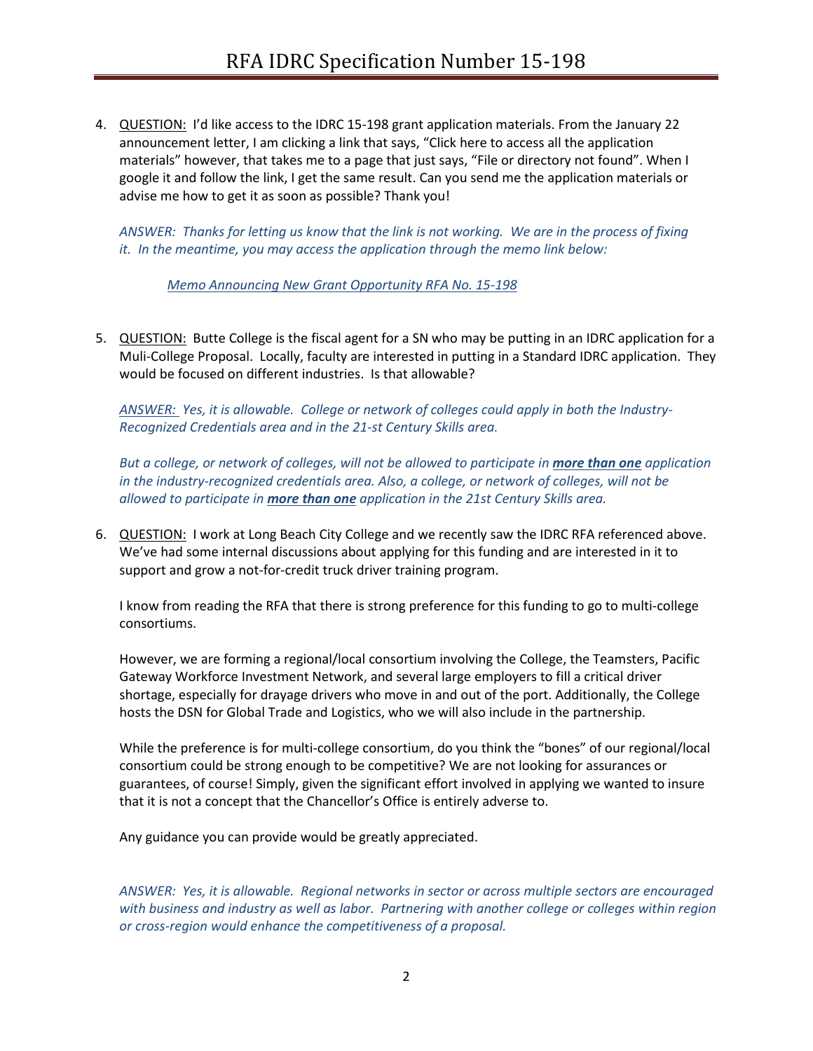4. <u>QUESTION:</u> I'd like access to the IDRC 15-198 grant application materials. From the January 22 announcement letter, I am clicking a link that says, "Click here to access all the application materials" however, that takes me to a page that just says, "File or directory not found". When I google it and follow the link, I get the same result. Can you send me the application materials or advise me how to get it as soon as possible? Thank you!

   *ANSWER: Thanks for letting us know that the link is not working. We are in the process of fixing it. In the meantime, you may access the application through the memo link below:*

   *<u>Memo Announcing New Grant Opportunity RFA No. 15-198</u>*

5. <u>QUESTION:</u> Butte College is the fiscal agent for a SN who may be putting in an IDRC application for a Muli-College Proposal. Locally, faculty are interested in putting in a Standard IDRC application. They would be focused on different industries. Is that allowable?

   *<u>ANSWER:</u> Yes, it is allowable. College or network of colleges could apply in both the Industry-Recognized Credentials area and in the 21-st Century Skills area.*

   *But a college, or network of colleges, will not be allowed to participate in **<u>more than one</u>** application in the industry-recognized credentials area. Also, a college, or network of colleges, will not be allowed to participate in **<u>more than one</u>** application in the 21st Century Skills area.*

6. <u>QUESTION:</u> I work at Long Beach City College and we recently saw the IDRC RFA referenced above. We've had some internal discussions about applying for this funding and are interested in it to support and grow a not-for-credit truck driver training program.

   I know from reading the RFA that there is strong preference for this funding to go to multi-college consortiums.

   However, we are forming a regional/local consortium involving the College, the Teamsters, Pacific Gateway Workforce Investment Network, and several large employers to fill a critical driver shortage, especially for drayage drivers who move in and out of the port. Additionally, the College hosts the DSN for Global Trade and Logistics, who we will also include in the partnership.

   While the preference is for multi-college consortium, do you think the "bones" of our regional/local consortium could be strong enough to be competitive? We are not looking for assurances or guarantees, of course! Simply, given the significant effort involved in applying we wanted to insure that it is not a concept that the Chancellor's Office is entirely adverse to.

   Any guidance you can provide would be greatly appreciated.

   *ANSWER: Yes, it is allowable. Regional networks in sector or across multiple sectors are encouraged with business and industry as well as labor. Partnering with another college or colleges within region or cross-region would enhance the competitiveness of a proposal.*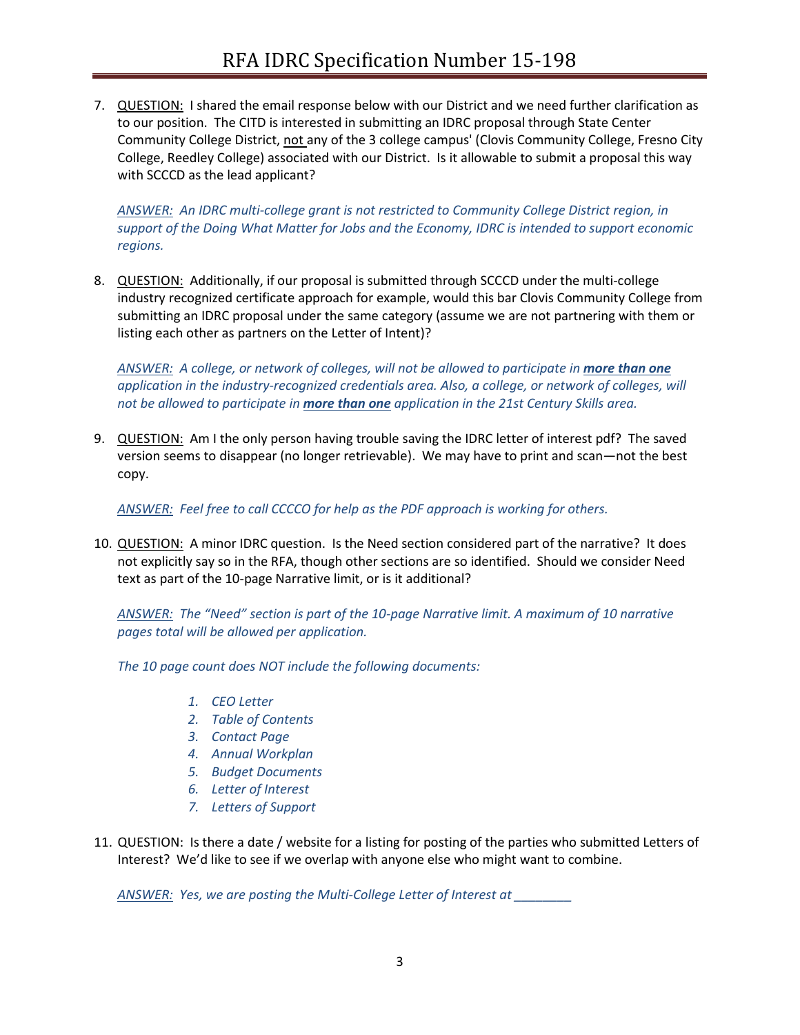7. <u>QUESTION:</u> I shared the email response below with our District and we need further clarification as to our position. The CITD is interested in submitting an IDRC proposal through State Center Community College District, <u>not</u> any of the 3 college campus' (Clovis Community College, Fresno City College, Reedley College) associated with our District. Is it allowable to submit a proposal this way with SCCCD as the lead applicant?

   *<u>ANSWER:</u> An IDRC multi-college grant is not restricted to Community College District region, in support of the Doing What Matter for Jobs and the Economy, IDRC is intended to support economic regions.*

8. <u>QUESTION:</u> Additionally, if our proposal is submitted through SCCCD under the multi-college industry recognized certificate approach for example, would this bar Clovis Community College from submitting an IDRC proposal under the same category (assume we are not partnering with them or listing each other as partners on the Letter of Intent)?

   *<u>ANSWER:</u> A college, or network of colleges, will not be allowed to participate in **<u>more than one</u>** application in the industry-recognized credentials area. Also, a college, or network of colleges, will not be allowed to participate in **<u>more than one</u>** application in the 21st Century Skills area.*

9. <u>QUESTION:</u> Am I the only person having trouble saving the IDRC letter of interest pdf? The saved version seems to disappear (no longer retrievable). We may have to print and scan—not the best copy.

   *<u>ANSWER:</u> Feel free to call CCCCO for help as the PDF approach is working for others.*

10. <u>QUESTION:</u> A minor IDRC question. Is the Need section considered part of the narrative? It does not explicitly say so in the RFA, though other sections are so identified. Should we consider Need text as part of the 10-page Narrative limit, or is it additional?

    *<u>ANSWER:</u> The "Need" section is part of the 10-page Narrative limit. A maximum of 10 narrative pages total will be allowed per application.*

    *The 10 page count does NOT include the following documents:*

    1. *CEO Letter*
    2. *Table of Contents*
    3. *Contact Page*
    4. *Annual Workplan*
    5. *Budget Documents*
    6. *Letter of Interest*
    7. *Letters of Support*

11. QUESTION: Is there a date / website for a listing for posting of the parties who submitted Letters of Interest? We'd like to see if we overlap with anyone else who might want to combine.

    *<u>ANSWER:</u> Yes, we are posting the Multi-College Letter of Interest at ________*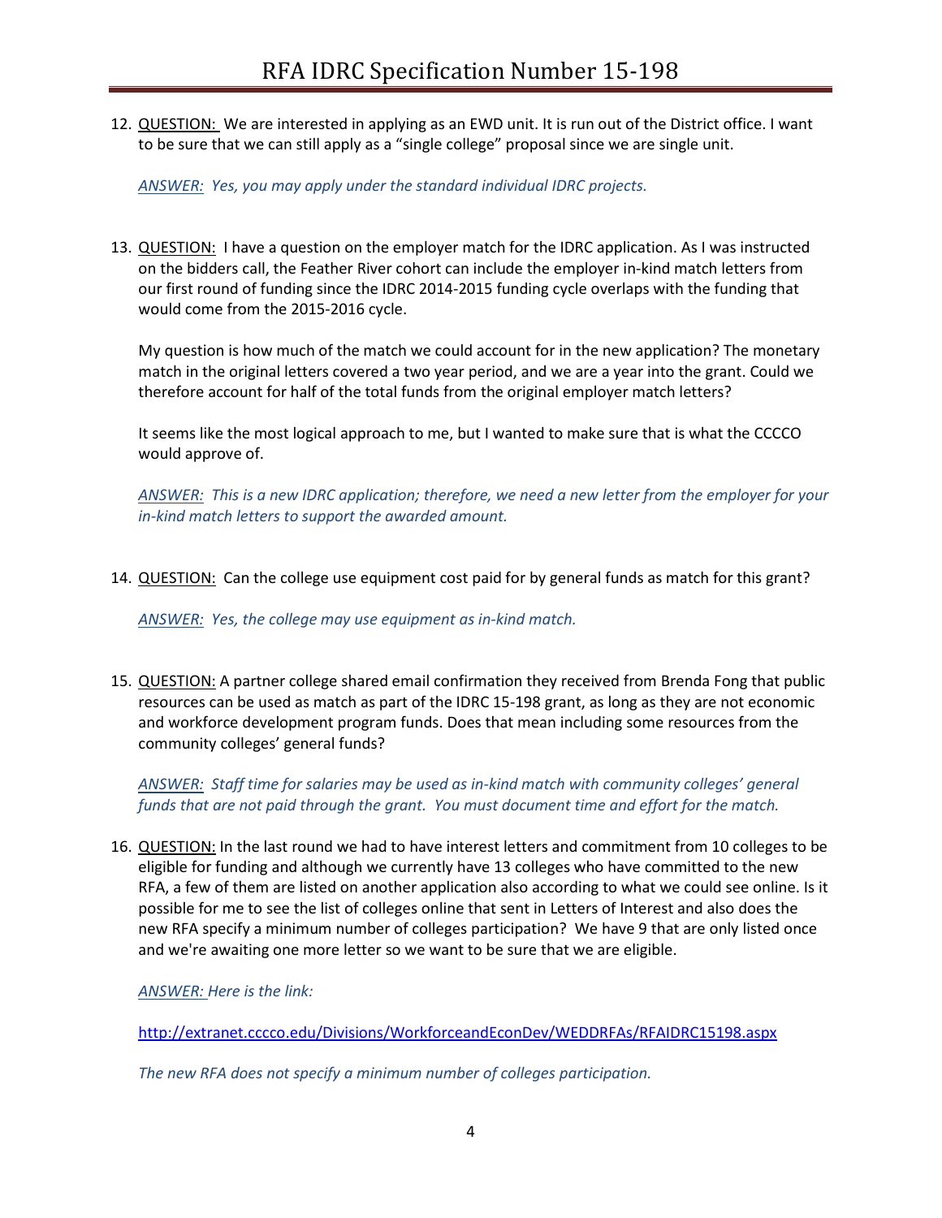12. <u>QUESTION:</u> We are interested in applying as an EWD unit. It is run out of the District office. I want to be sure that we can still apply as a "single college" proposal since we are single unit.

    *<u>ANSWER:</u> Yes, you may apply under the standard individual IDRC projects.*

13. <u>QUESTION:</u> I have a question on the employer match for the IDRC application. As I was instructed on the bidders call, the Feather River cohort can include the employer in-kind match letters from our first round of funding since the IDRC 2014-2015 funding cycle overlaps with the funding that would come from the 2015-2016 cycle.

    My question is how much of the match we could account for in the new application? The monetary match in the original letters covered a two year period, and we are a year into the grant. Could we therefore account for half of the total funds from the original employer match letters?

    It seems like the most logical approach to me, but I wanted to make sure that is what the CCCCO would approve of.

    *<u>ANSWER:</u> This is a new IDRC application; therefore, we need a new letter from the employer for your in-kind match letters to support the awarded amount.*

14. <u>QUESTION:</u> Can the college use equipment cost paid for by general funds as match for this grant?

    *<u>ANSWER:</u> Yes, the college may use equipment as in-kind match.*

15. <u>QUESTION:</u> A partner college shared email confirmation they received from Brenda Fong that public resources can be used as match as part of the IDRC 15-198 grant, as long as they are not economic and workforce development program funds. Does that mean including some resources from the community colleges' general funds?

    *<u>ANSWER:</u> Staff time for salaries may be used as in-kind match with community colleges' general funds that are not paid through the grant. You must document time and effort for the match.*

16. <u>QUESTION:</u> In the last round we had to have interest letters and commitment from 10 colleges to be eligible for funding and although we currently have 13 colleges who have committed to the new RFA, a few of them are listed on another application also according to what we could see online. Is it possible for me to see the list of colleges online that sent in Letters of Interest and also does the new RFA specify a minimum number of colleges participation? We have 9 that are only listed once and we're awaiting one more letter so we want to be sure that we are eligible.

    *<u>ANSWER:</u> Here is the link:*

    http://extranet.cccco.edu/Divisions/WorkforceandEconDev/WEDDRFAs/RFAIDRC15198.aspx

    *The new RFA does not specify a minimum number of colleges participation.*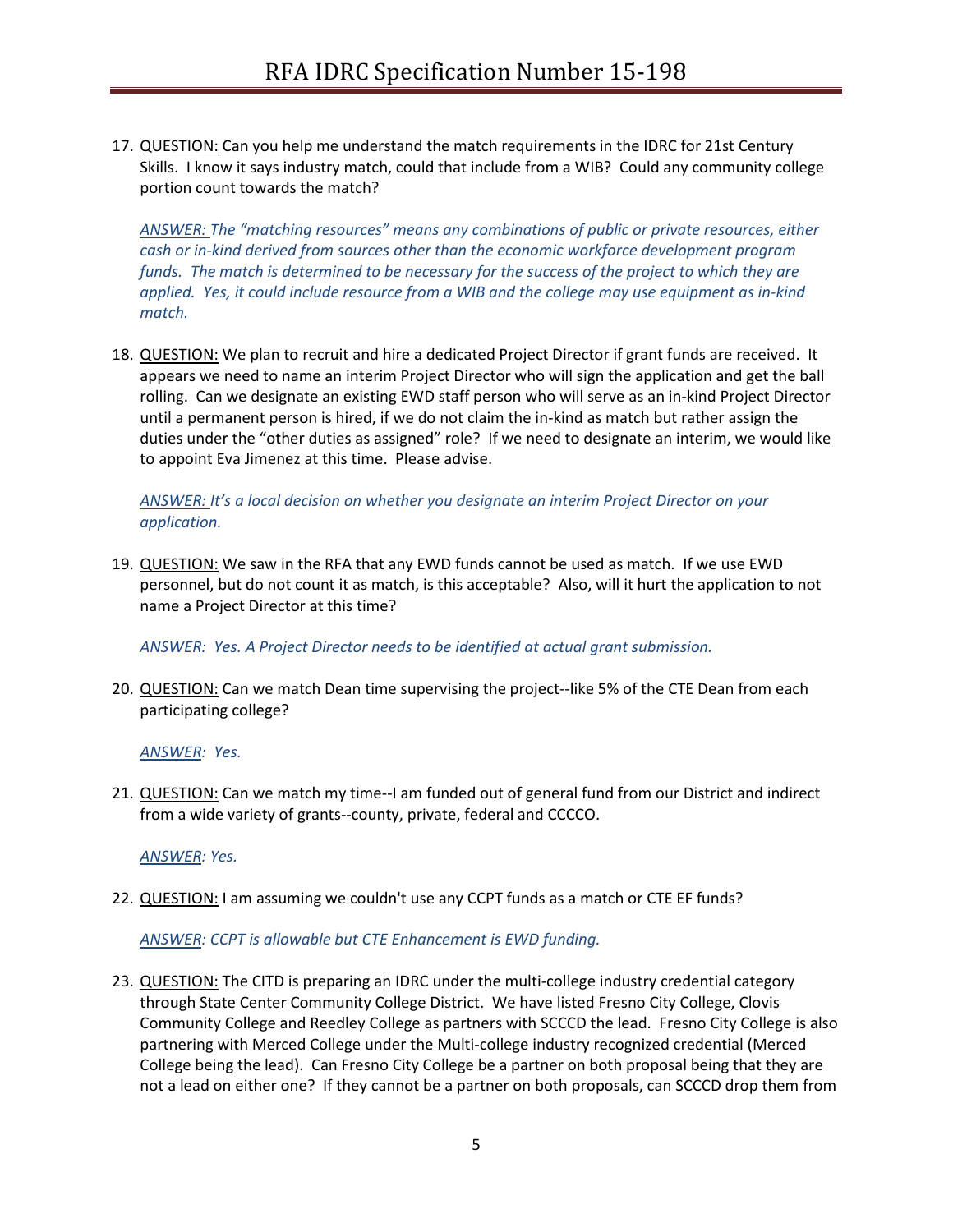17. QUESTION: Can you help me understand the match requirements in the IDRC for 21st Century Skills. I know it says industry match, could that include from a WIB? Could any community college portion count towards the match?

    *ANSWER: The "matching resources" means any combinations of public or private resources, either cash or in-kind derived from sources other than the economic workforce development program funds. The match is determined to be necessary for the success of the project to which they are applied. Yes, it could include resource from a WIB and the college may use equipment as in-kind match.*

18. QUESTION: We plan to recruit and hire a dedicated Project Director if grant funds are received. It appears we need to name an interim Project Director who will sign the application and get the ball rolling. Can we designate an existing EWD staff person who will serve as an in-kind Project Director until a permanent person is hired, if we do not claim the in-kind as match but rather assign the duties under the "other duties as assigned" role? If we need to designate an interim, we would like to appoint Eva Jimenez at this time. Please advise.

    *ANSWER: It's a local decision on whether you designate an interim Project Director on your application.*

19. QUESTION: We saw in the RFA that any EWD funds cannot be used as match. If we use EWD personnel, but do not count it as match, is this acceptable? Also, will it hurt the application to not name a Project Director at this time?

    *ANSWER: Yes. A Project Director needs to be identified at actual grant submission.*

20. QUESTION: Can we match Dean time supervising the project--like 5% of the CTE Dean from each participating college?

    *ANSWER: Yes.*

21. QUESTION: Can we match my time--I am funded out of general fund from our District and indirect from a wide variety of grants--county, private, federal and CCCCO.

    *ANSWER: Yes.*

22. QUESTION: I am assuming we couldn't use any CCPT funds as a match or CTE EF funds?

    *ANSWER: CCPT is allowable but CTE Enhancement is EWD funding.*

23. QUESTION: The CITD is preparing an IDRC under the multi-college industry credential category through State Center Community College District. We have listed Fresno City College, Clovis Community College and Reedley College as partners with SCCCD the lead. Fresno City College is also partnering with Merced College under the Multi-college industry recognized credential (Merced College being the lead). Can Fresno City College be a partner on both proposal being that they are not a lead on either one? If they cannot be a partner on both proposals, can SCCCD drop them from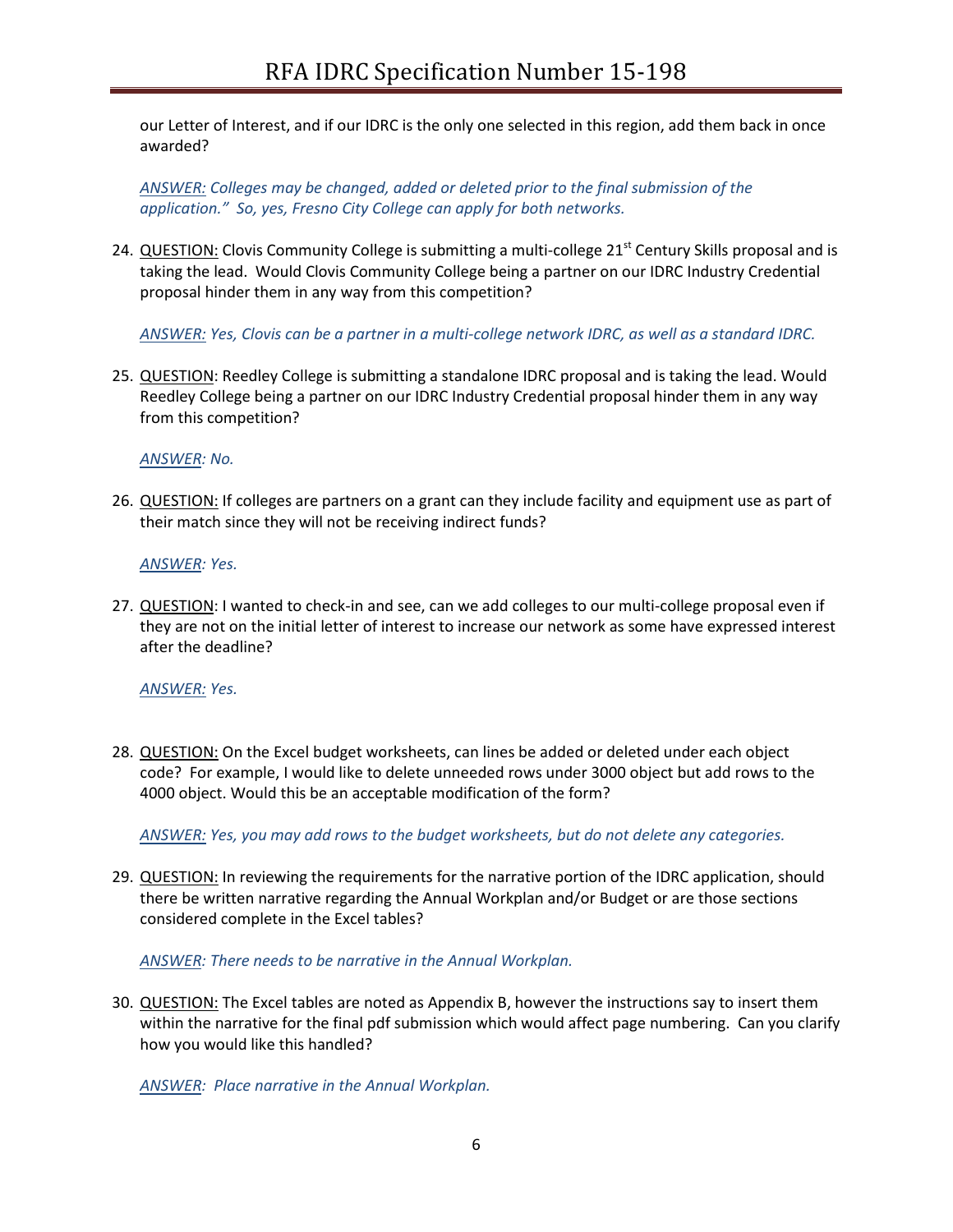our Letter of Interest, and if our IDRC is the only one selected in this region, add them back in once awarded?

*ANSWER: Colleges may be changed, added or deleted prior to the final submission of the application." So, yes, Fresno City College can apply for both networks.*

24. QUESTION: Clovis Community College is submitting a multi-college 21st Century Skills proposal and is taking the lead. Would Clovis Community College being a partner on our IDRC Industry Credential proposal hinder them in any way from this competition?

    *ANSWER: Yes, Clovis can be a partner in a multi-college network IDRC, as well as a standard IDRC.*

25. QUESTION: Reedley College is submitting a standalone IDRC proposal and is taking the lead. Would Reedley College being a partner on our IDRC Industry Credential proposal hinder them in any way from this competition?

    *ANSWER: No.*

26. QUESTION: If colleges are partners on a grant can they include facility and equipment use as part of their match since they will not be receiving indirect funds?

    *ANSWER: Yes.*

27. QUESTION: I wanted to check-in and see, can we add colleges to our multi-college proposal even if they are not on the initial letter of interest to increase our network as some have expressed interest after the deadline?

    *ANSWER: Yes.*

28. QUESTION: On the Excel budget worksheets, can lines be added or deleted under each object code? For example, I would like to delete unneeded rows under 3000 object but add rows to the 4000 object. Would this be an acceptable modification of the form?

    *ANSWER: Yes, you may add rows to the budget worksheets, but do not delete any categories.*

29. QUESTION: In reviewing the requirements for the narrative portion of the IDRC application, should there be written narrative regarding the Annual Workplan and/or Budget or are those sections considered complete in the Excel tables?

    *ANSWER: There needs to be narrative in the Annual Workplan.*

30. QUESTION: The Excel tables are noted as Appendix B, however the instructions say to insert them within the narrative for the final pdf submission which would affect page numbering. Can you clarify how you would like this handled?

    *ANSWER: Place narrative in the Annual Workplan.*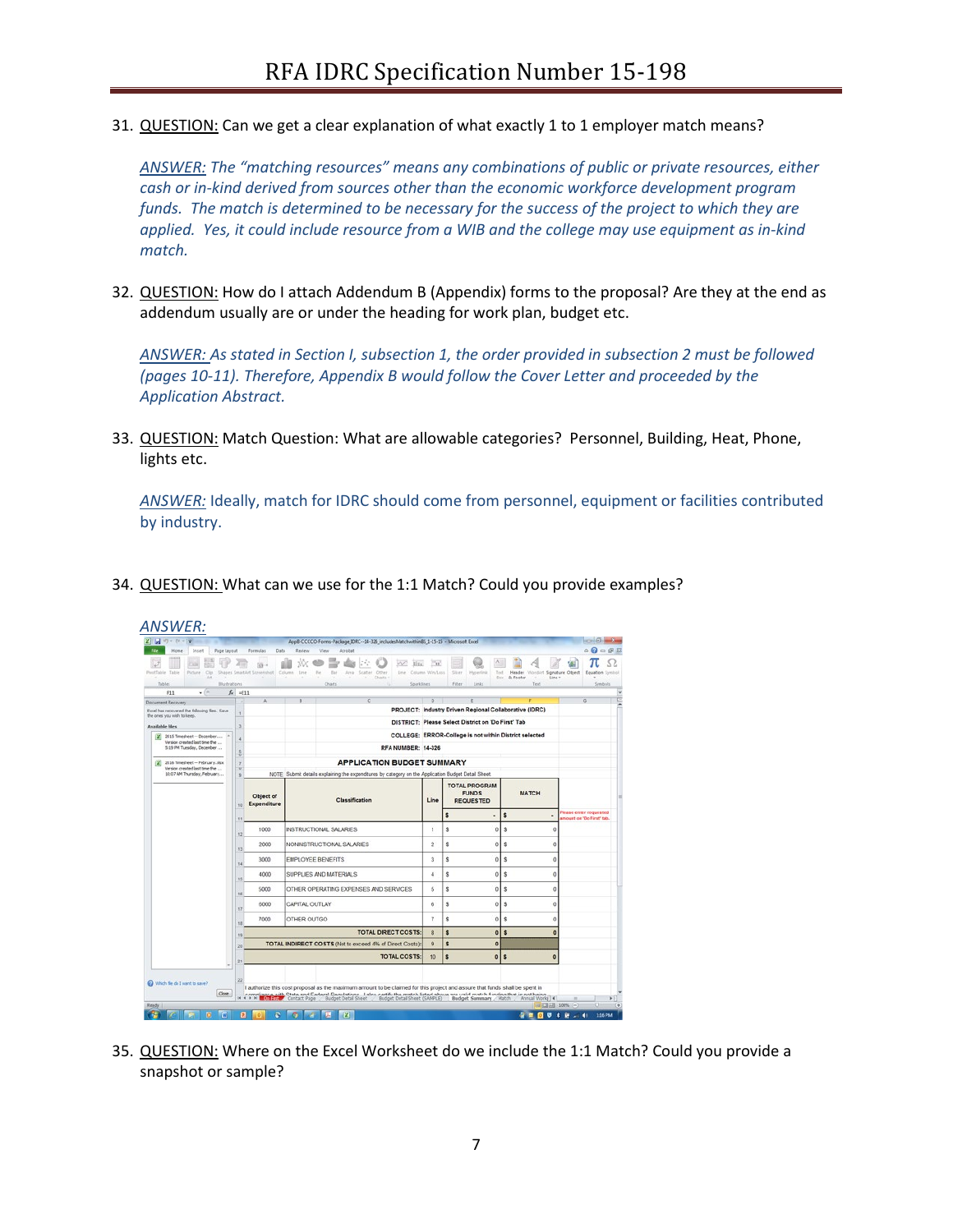31. QUESTION: Can we get a clear explanation of what exactly 1 to 1 employer match means?

    *ANSWER: The "matching resources" means any combinations of public or private resources, either cash or in-kind derived from sources other than the economic workforce development program funds. The match is determined to be necessary for the success of the project to which they are applied. Yes, it could include resource from a WIB and the college may use equipment as in-kind match.*

32. QUESTION: How do I attach Addendum B (Appendix) forms to the proposal? Are they at the end as addendum usually are or under the heading for work plan, budget etc.

    *ANSWER: As stated in Section I, subsection 1, the order provided in subsection 2 must be followed (pages 10-11). Therefore, Appendix B would follow the Cover Letter and proceeded by the Application Abstract.*

33. QUESTION: Match Question: What are allowable categories? Personnel, Building, Heat, Phone, lights etc.

    ANSWER: Ideally, match for IDRC should come from personnel, equipment or facilities contributed by industry.

34. QUESTION: What can we use for the 1:1 Match? Could you provide examples?

    ANSWER:

    PROJECT: Industry Driven Regional Collaborative (IDRC)
    DISTRICT: Please Select District on 'Do First' Tab
    COLLEGE: ERROR-College is not within District selected
    RFA NUMBER: 14-326

    **APPLICATION BUDGET SUMMARY**

    NOTE: Submit details explaining the expenditures by category on the Application Budget Detail Sheet

    | Object of Expenditure | Classification | Line | TOTAL PROGRAM FUNDS REQUESTED | MATCH |
    |---|---|---|---|---|
    | | | | $ - | $ - |
    | 1000 | INSTRUCTIONAL SALARIES | 1 | $ 0 | $ 0 |
    | 2000 | NONINSTRUCTIONAL SALARIES | 2 | $ 0 | $ 0 |
    | 3000 | EMPLOYEE BENEFITS | 3 | $ 0 | $ 0 |
    | 4000 | SUPPLIES AND MATERIALS | 4 | $ 0 | $ 0 |
    | 5000 | OTHER OPERATING EXPENSES AND SERVICES | 5 | $ 0 | $ 0 |
    | 6000 | CAPITAL OUTLAY | 6 | $ 0 | $ 0 |
    | 7000 | OTHER OUTGO | 7 | $ 0 | $ 0 |
    | | TOTAL DIRECT COSTS: | 8 | $ 0 | $ 0 |
    | | TOTAL INDIRECT COSTS (Not to exceed 4% of Direct Costs): | 9 | $ 0 | |
    | | TOTAL COSTS: | 10 | $ 0 | $ 0 |

    Please enter requested amount on 'Do First' tab.

    I authorize this cost proposal as the maximum amount to be claimed for this project and assure that funds shall be spent in compliance with State and Federal Regulations. I also certify the match listed above are valid match funding that is not being

35. QUESTION: Where on the Excel Worksheet do we include the 1:1 Match? Could you provide a snapshot or sample?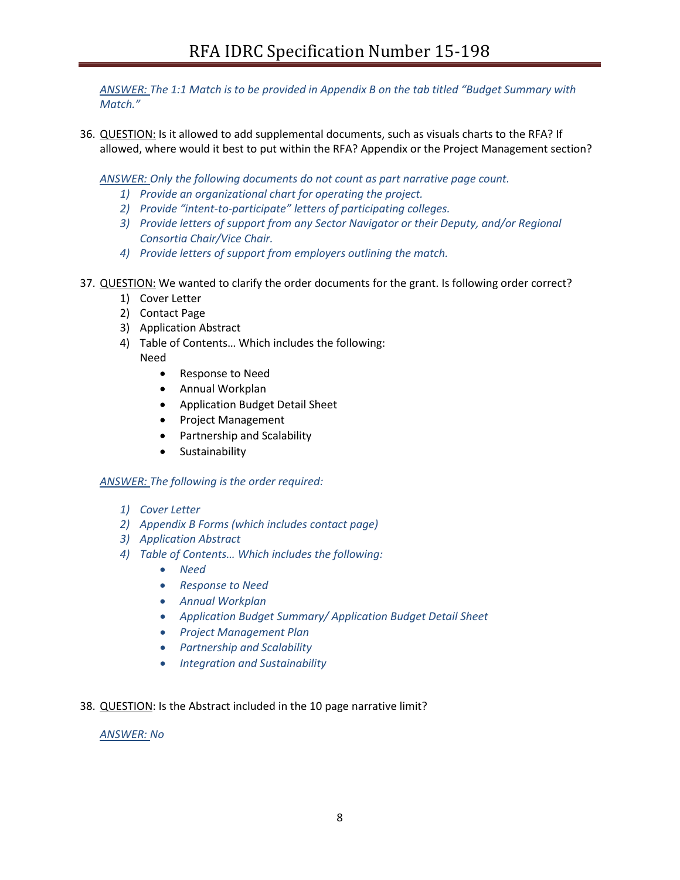*ANSWER: The 1:1 Match is to be provided in Appendix B on the tab titled "Budget Summary with Match."*

36. QUESTION: Is it allowed to add supplemental documents, such as visuals charts to the RFA? If allowed, where would it best to put within the RFA? Appendix or the Project Management section?

    *ANSWER: Only the following documents do not count as part narrative page count.*

    1) *Provide an organizational chart for operating the project.*
    2) *Provide "intent-to-participate" letters of participating colleges.*
    3) *Provide letters of support from any Sector Navigator or their Deputy, and/or Regional Consortia Chair/Vice Chair.*
    4) *Provide letters of support from employers outlining the match.*

37. QUESTION: We wanted to clarify the order documents for the grant. Is following order correct?

    1) Cover Letter
    2) Contact Page
    3) Application Abstract
    4) Table of Contents… Which includes the following:
       Need
       - Response to Need
       - Annual Workplan
       - Application Budget Detail Sheet
       - Project Management
       - Partnership and Scalability
       - Sustainability

    *ANSWER: The following is the order required:*

    1) *Cover Letter*
    2) *Appendix B Forms (which includes contact page)*
    3) *Application Abstract*
    4) *Table of Contents… Which includes the following:*
       - *Need*
       - *Response to Need*
       - *Annual Workplan*
       - *Application Budget Summary/ Application Budget Detail Sheet*
       - *Project Management Plan*
       - *Partnership and Scalability*
       - *Integration and Sustainability*

38. QUESTION: Is the Abstract included in the 10 page narrative limit?

    *ANSWER: No*